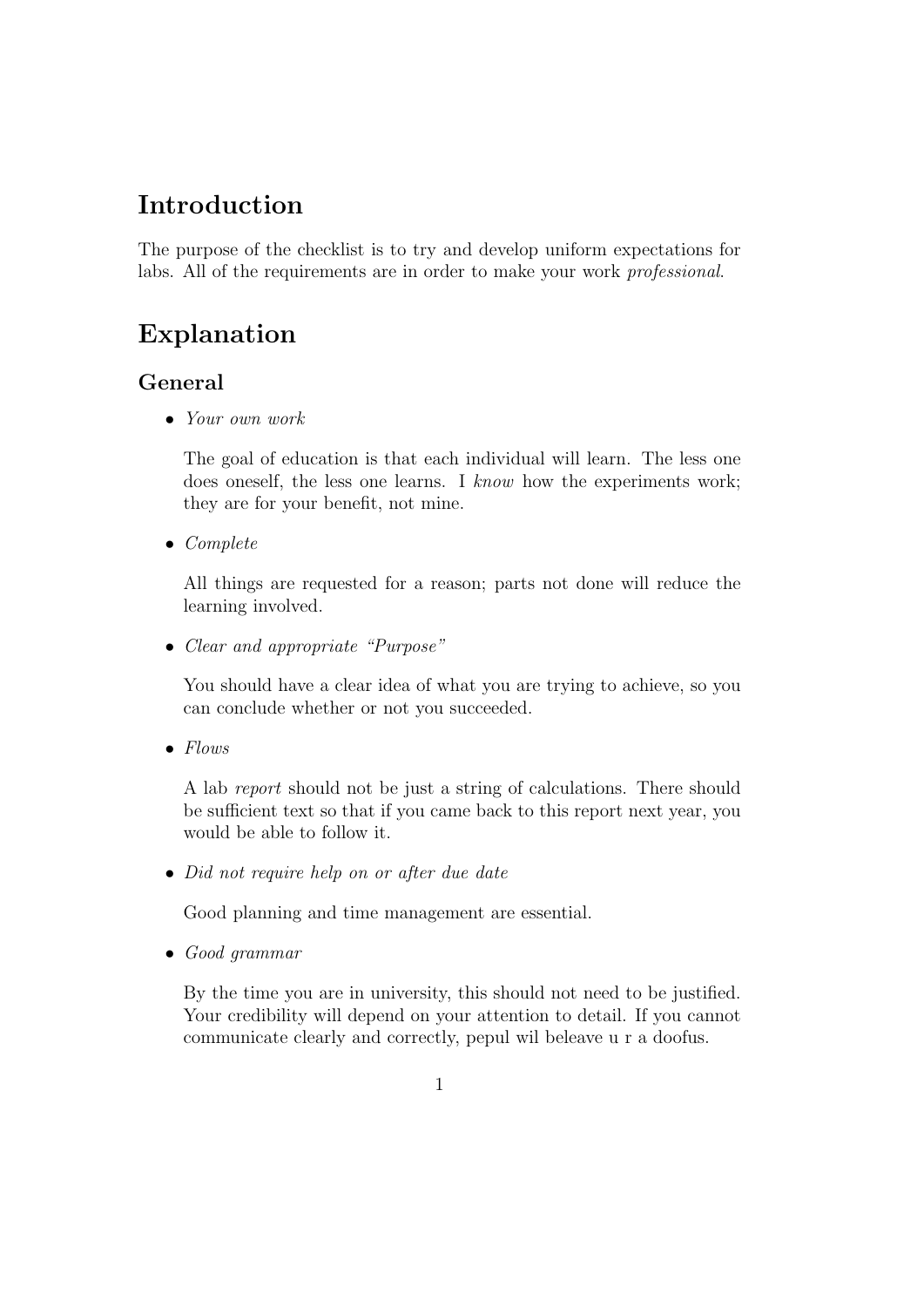# Introduction

The purpose of the checklist is to try and develop uniform expectations for labs. All of the requirements are in order to make your work *professional*.

# Explanation

## General

- *Your own work*

  The goal of education is that each individual will learn. The less one does oneself, the less one learns. I *know* how the experiments work; they are for your benefit, not mine.

- *Complete*

  All things are requested for a reason; parts not done will reduce the learning involved.

- *Clear and appropriate "Purpose"*

  You should have a clear idea of what you are trying to achieve, so you can conclude whether or not you succeeded.

- *Flows*

  A lab *report* should not be just a string of calculations. There should be sufficient text so that if you came back to this report next year, you would be able to follow it.

- *Did not require help on or after due date*

  Good planning and time management are essential.

- *Good grammar*

  By the time you are in university, this should not need to be justified. Your credibility will depend on your attention to detail. If you cannot communicate clearly and correctly, pepul wil beleave u r a doofus.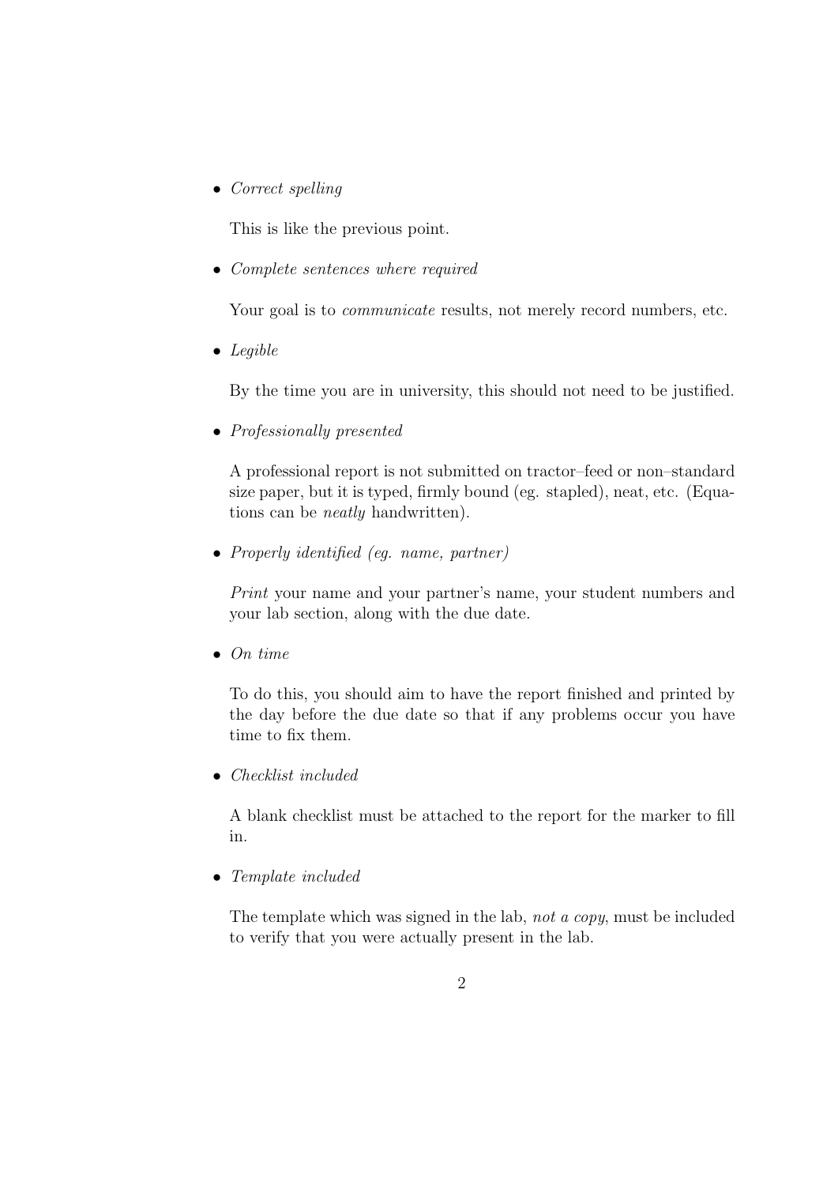- *Correct spelling*

  This is like the previous point.

- *Complete sentences where required*

  Your goal is to *communicate* results, not merely record numbers, etc.

- *Legible*

  By the time you are in university, this should not need to be justified.

- *Professionally presented*

  A professional report is not submitted on tractor–feed or non–standard size paper, but it is typed, firmly bound (eg. stapled), neat, etc. (Equations can be *neatly* handwritten).

- *Properly identified (eg. name, partner)*

  *Print* your name and your partner's name, your student numbers and your lab section, along with the due date.

- *On time*

  To do this, you should aim to have the report finished and printed by the day before the due date so that if any problems occur you have time to fix them.

- *Checklist included*

  A blank checklist must be attached to the report for the marker to fill in.

- *Template included*

  The template which was signed in the lab, *not a copy*, must be included to verify that you were actually present in the lab.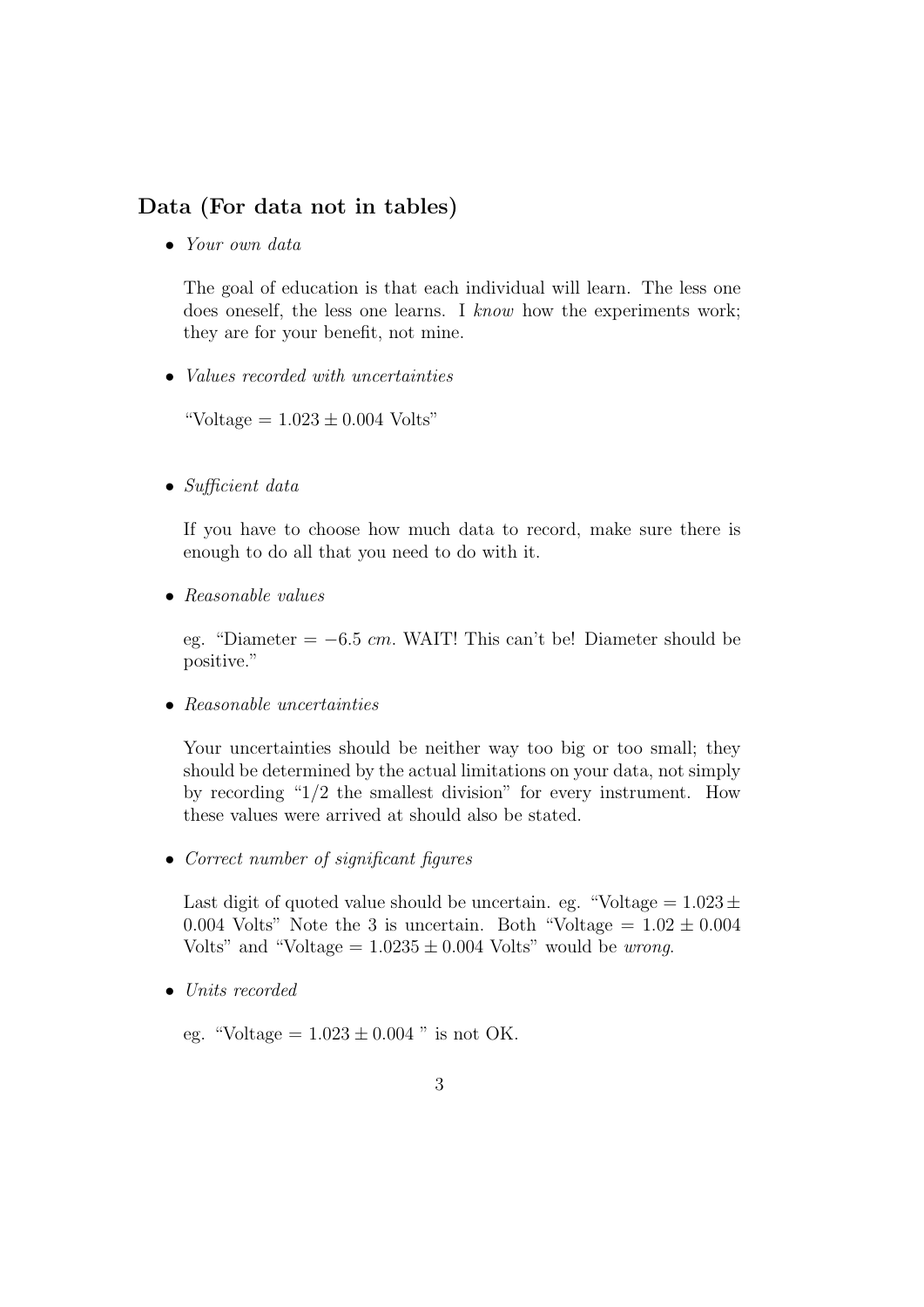## Data (For data not in tables)

- *Your own data*

  The goal of education is that each individual will learn. The less one does oneself, the less one learns. I *know* how the experiments work; they are for your benefit, not mine.

- *Values recorded with uncertainties*

  "Voltage $= 1.023 \pm 0.004$ Volts"

- *Sufficient data*

  If you have to choose how much data to record, make sure there is enough to do all that you need to do with it.

- *Reasonable values*

  eg. "Diameter $= -6.5$ *cm*. WAIT! This can't be! Diameter should be positive."

- *Reasonable uncertainties*

  Your uncertainties should be neither way too big or too small; they should be determined by the actual limitations on your data, not simply by recording "1/2 the smallest division" for every instrument. How these values were arrived at should also be stated.

- *Correct number of significant figures*

  Last digit of quoted value should be uncertain. eg. "Voltage $= 1.023 \pm 0.004$ Volts" Note the 3 is uncertain. Both "Voltage $= 1.02 \pm 0.004$ Volts" and "Voltage $= 1.0235 \pm 0.004$ Volts" would be *wrong*.

- *Units recorded*

  eg. "Voltage $= 1.023 \pm 0.004$ " is not OK.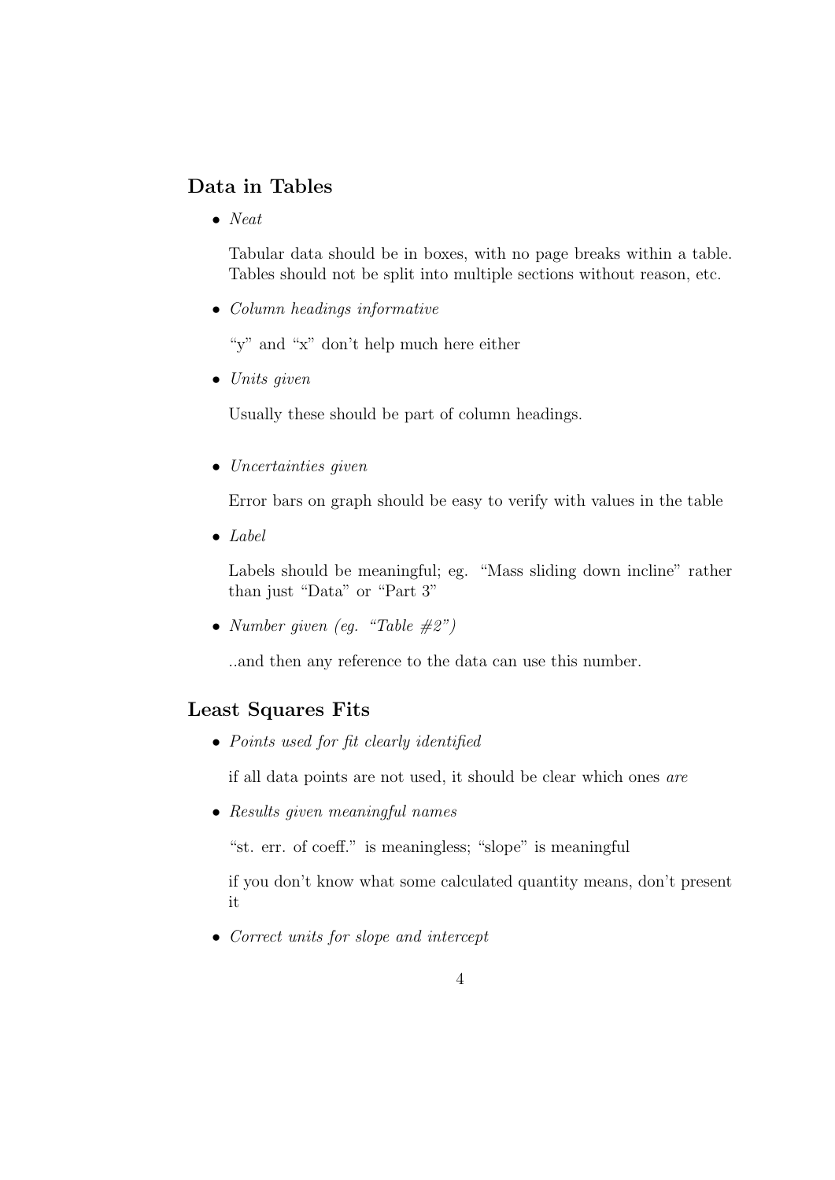## Data in Tables

- *Neat*

  Tabular data should be in boxes, with no page breaks within a table. Tables should not be split into multiple sections without reason, etc.

- *Column headings informative*

  "y" and "x" don't help much here either

- *Units given*

  Usually these should be part of column headings.

- *Uncertainties given*

  Error bars on graph should be easy to verify with values in the table

- *Label*

  Labels should be meaningful; eg. "Mass sliding down incline" rather than just "Data" or "Part 3"

- *Number given (eg. "Table #2")*

  ..and then any reference to the data can use this number.

## Least Squares Fits

- *Points used for fit clearly identified*

  if all data points are not used, it should be clear which ones *are*

- *Results given meaningful names*

  "st. err. of coeff." is meaningless; "slope" is meaningful

  if you don't know what some calculated quantity means, don't present it

- *Correct units for slope and intercept*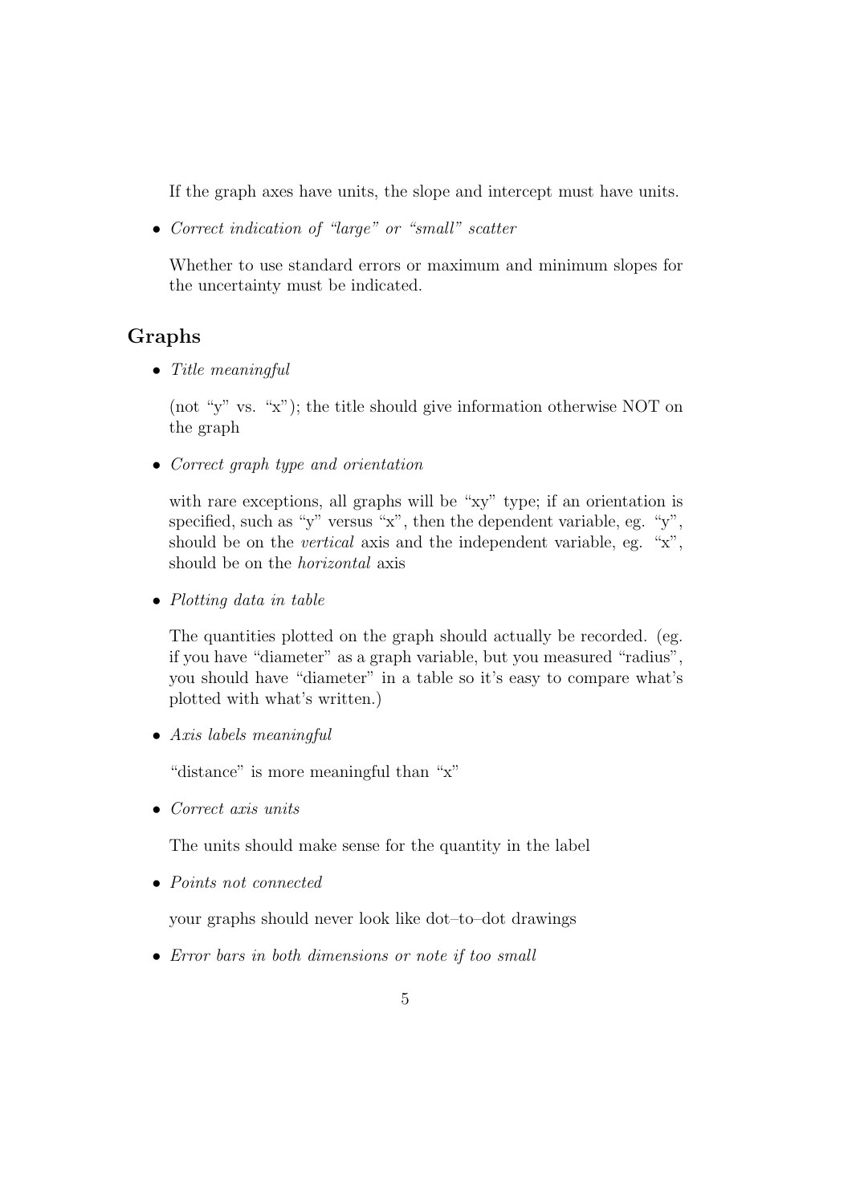If the graph axes have units, the slope and intercept must have units.

- *Correct indication of "large" or "small" scatter*

  Whether to use standard errors or maximum and minimum slopes for the uncertainty must be indicated.

## Graphs

- *Title meaningful*

  (not "y" vs. "x"); the title should give information otherwise NOT on the graph

- *Correct graph type and orientation*

  with rare exceptions, all graphs will be "xy" type; if an orientation is specified, such as "y" versus "x", then the dependent variable, eg. "y", should be on the *vertical* axis and the independent variable, eg. "x", should be on the *horizontal* axis

- *Plotting data in table*

  The quantities plotted on the graph should actually be recorded. (eg. if you have "diameter" as a graph variable, but you measured "radius", you should have "diameter" in a table so it's easy to compare what's plotted with what's written.)

- *Axis labels meaningful*

  "distance" is more meaningful than "x"

- *Correct axis units*

  The units should make sense for the quantity in the label

- *Points not connected*

  your graphs should never look like dot–to–dot drawings

- *Error bars in both dimensions or note if too small*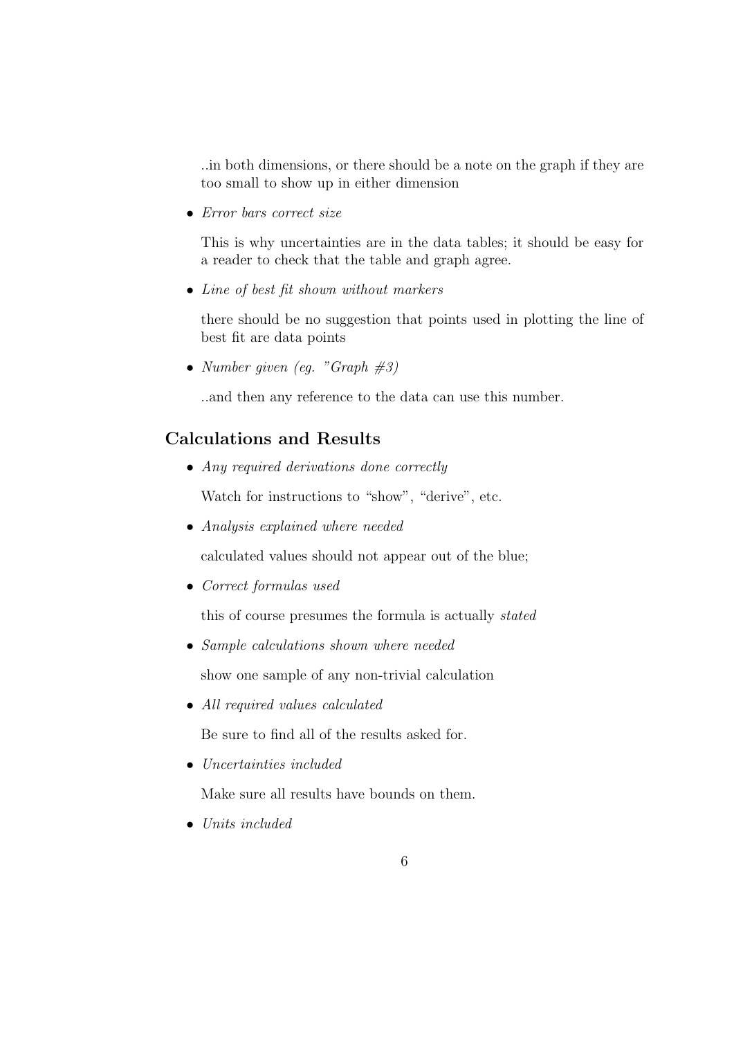..in both dimensions, or there should be a note on the graph if they are too small to show up in either dimension

- *Error bars correct size*

  This is why uncertainties are in the data tables; it should be easy for a reader to check that the table and graph agree.

- *Line of best fit shown without markers*

  there should be no suggestion that points used in plotting the line of best fit are data points

- *Number given (eg. "Graph #3)*

  ..and then any reference to the data can use this number.

## Calculations and Results

- *Any required derivations done correctly*

  Watch for instructions to "show", "derive", etc.

- *Analysis explained where needed*

  calculated values should not appear out of the blue;

- *Correct formulas used*

  this of course presumes the formula is actually *stated*

- *Sample calculations shown where needed*

  show one sample of any non-trivial calculation

- *All required values calculated*

  Be sure to find all of the results asked for.

- *Uncertainties included*

  Make sure all results have bounds on them.

- *Units included*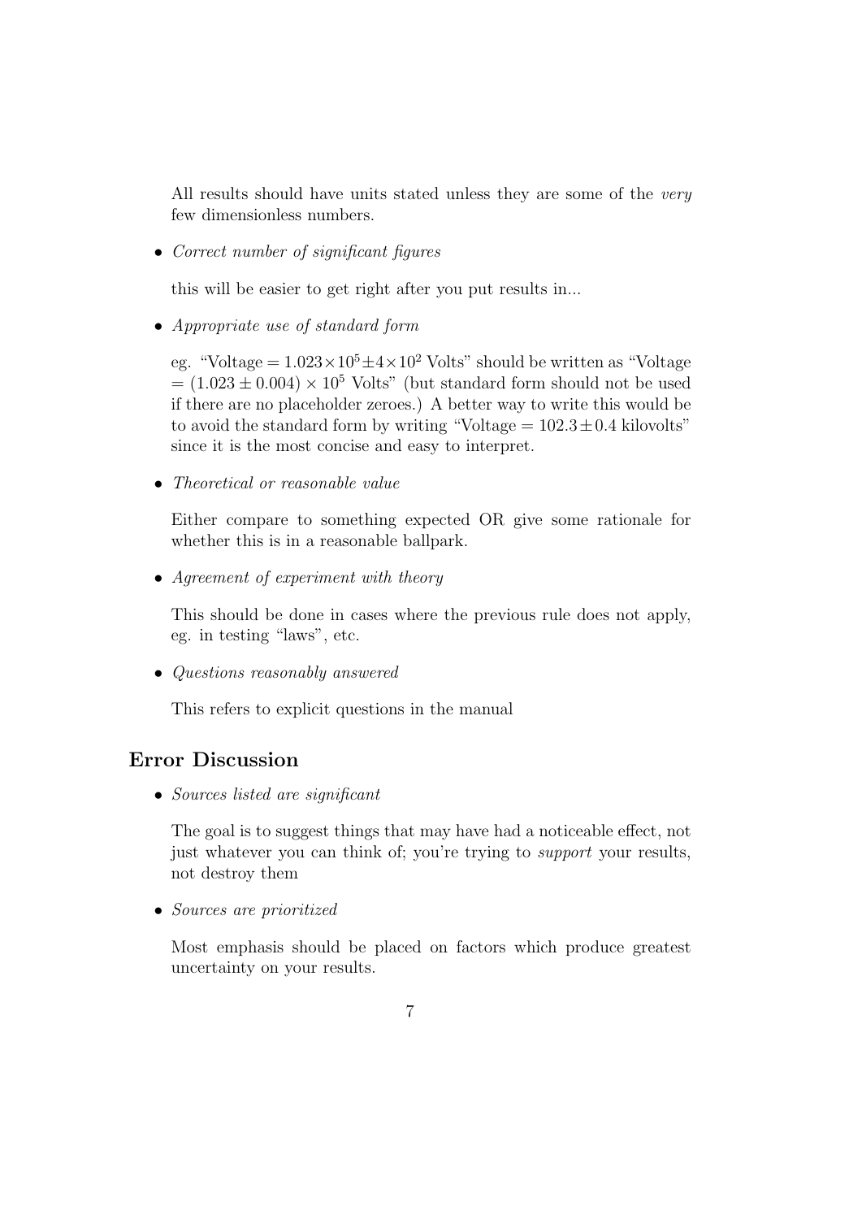All results should have units stated unless they are some of the *very* few dimensionless numbers.

- *Correct number of significant figures*

  this will be easier to get right after you put results in...

- *Appropriate use of standard form*

  eg. "Voltage $= 1.023 \times 10^5 \pm 4 \times 10^2$ Volts" should be written as "Voltage $= (1.023 \pm 0.004) \times 10^5$ Volts" (but standard form should not be used if there are no placeholder zeroes.) A better way to write this would be to avoid the standard form by writing "Voltage $= 102.3 \pm 0.4$ kilovolts" since it is the most concise and easy to interpret.

- *Theoretical or reasonable value*

  Either compare to something expected OR give some rationale for whether this is in a reasonable ballpark.

- *Agreement of experiment with theory*

  This should be done in cases where the previous rule does not apply, eg. in testing "laws", etc.

- *Questions reasonably answered*

  This refers to explicit questions in the manual

## Error Discussion

- *Sources listed are significant*

  The goal is to suggest things that may have had a noticeable effect, not just whatever you can think of; you're trying to *support* your results, not destroy them

- *Sources are prioritized*

  Most emphasis should be placed on factors which produce greatest uncertainty on your results.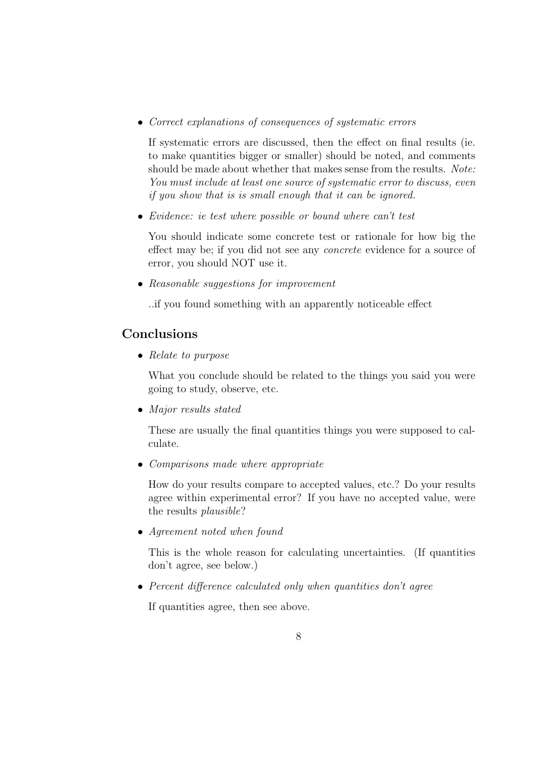- *Correct explanations of consequences of systematic errors*

  If systematic errors are discussed, then the effect on final results (ie. to make quantities bigger or smaller) should be noted, and comments should be made about whether that makes sense from the results. *Note: You must include at least one source of systematic error to discuss, even if you show that is is small enough that it can be ignored.*

- *Evidence: ie test where possible or bound where can't test*

  You should indicate some concrete test or rationale for how big the effect may be; if you did not see any *concrete* evidence for a source of error, you should NOT use it.

- *Reasonable suggestions for improvement*

  ..if you found something with an apparently noticeable effect

## Conclusions

- *Relate to purpose*

  What you conclude should be related to the things you said you were going to study, observe, etc.

- *Major results stated*

  These are usually the final quantities things you were supposed to calculate.

- *Comparisons made where appropriate*

  How do your results compare to accepted values, etc.? Do your results agree within experimental error? If you have no accepted value, were the results *plausible*?

- *Agreement noted when found*

  This is the whole reason for calculating uncertainties. (If quantities don't agree, see below.)

- *Percent difference calculated only when quantities don't agree*

  If quantities agree, then see above.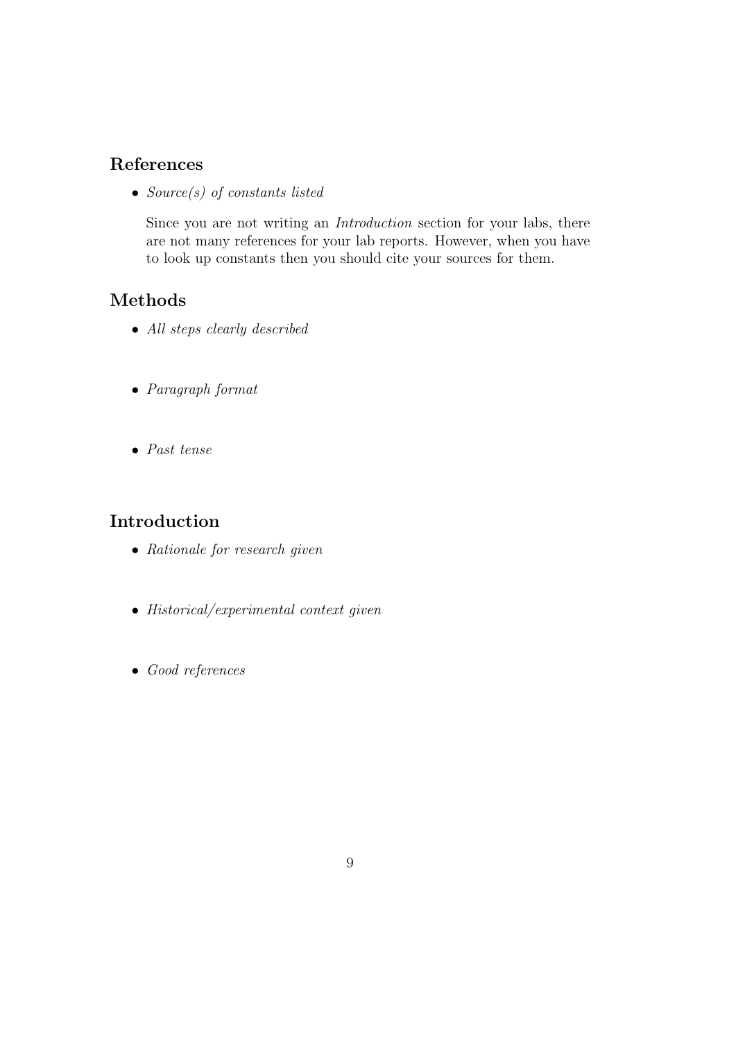## References

- *Source(s) of constants listed*

  Since you are not writing an *Introduction* section for your labs, there are not many references for your lab reports. However, when you have to look up constants then you should cite your sources for them.

## Methods

- *All steps clearly described*

- *Paragraph format*

- *Past tense*

## Introduction

- *Rationale for research given*

- *Historical/experimental context given*

- *Good references*